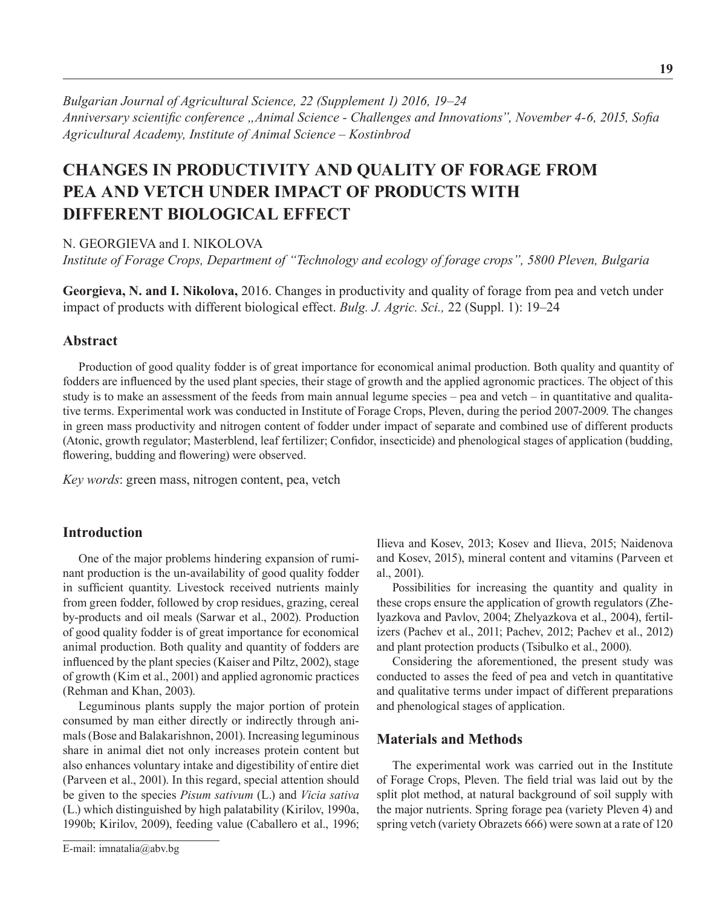*Bulgarian Journal of Agricultural Science, 22 (Supplement 1) 2016, 19–24*
*Anniversary scientific conference „Animal Science - Challenges and Innovations", November 4-6, 2015, Sofia*
*Agricultural Academy, Institute of Animal Science – Kostinbrod*

# CHANGES IN PRODUCTIVITY AND QUALITY OF FORAGE FROM PEA AND VETCH UNDER IMPACT OF PRODUCTS WITH DIFFERENT BIOLOGICAL EFFECT

N. GEORGIEVA and I. NIKOLOVA

*Institute of Forage Crops, Department of "Technology and ecology of forage crops", 5800 Pleven, Bulgaria*

**Georgieva, N. and I. Nikolova,** 2016. Changes in productivity and quality of forage from pea and vetch under impact of products with different biological effect. *Bulg. J. Agric. Sci.,* 22 (Suppl. 1): 19–24

## Abstract

Production of good quality fodder is of great importance for economical animal production. Both quality and quantity of fodders are influenced by the used plant species, their stage of growth and the applied agronomic practices. The object of this study is to make an assessment of the feeds from main annual legume species – pea and vetch – in quantitative and qualitative terms. Experimental work was conducted in Institute of Forage Crops, Pleven, during the period 2007-2009. The changes in green mass productivity and nitrogen content of fodder under impact of separate and combined use of different products (Atonic, growth regulator; Masterblend, leaf fertilizer; Confidor, insecticide) and phenological stages of application (budding, flowering, budding and flowering) were observed.

*Key words*: green mass, nitrogen content, pea, vetch

## Introduction

One of the major problems hindering expansion of ruminant production is the un-availability of good quality fodder in sufficient quantity. Livestock received nutrients mainly from green fodder, followed by crop residues, grazing, cereal by-products and oil meals (Sarwar et al., 2002). Production of good quality fodder is of great importance for economical animal production. Both quality and quantity of fodders are influenced by the plant species (Kaiser and Piltz, 2002), stage of growth (Kim et al., 2001) and applied agronomic practices (Rehman and Khan, 2003).

Leguminous plants supply the major portion of protein consumed by man either directly or indirectly through animals (Bose and Balakarishnon, 2001). Increasing leguminous share in animal diet not only increases protein content but also enhances voluntary intake and digestibility of entire diet (Parveen et al., 2001). In this regard, special attention should be given to the species *Pisum sativum* (L.) and *Vicia sativa* (L.) which distinguished by high palatability (Kirilov, 1990a, 1990b; Kirilov, 2009), feeding value (Caballero et al., 1996; Ilieva and Kosev, 2013; Kosev and Ilieva, 2015; Naidenova and Kosev, 2015), mineral content and vitamins (Parveen et al., 2001).

Possibilities for increasing the quantity and quality in these crops ensure the application of growth regulators (Zhelyazkova and Pavlov, 2004; Zhelyazkova et al., 2004), fertilizers (Pachev et al., 2011; Pachev, 2012; Pachev et al., 2012) and plant protection products (Tsibulko et al., 2000).

Considering the aforementioned, the present study was conducted to asses the feed of pea and vetch in quantitative and qualitative terms under impact of different preparations and phenological stages of application.

## Materials and Methods

The experimental work was carried out in the Institute of Forage Crops, Pleven. The field trial was laid out by the split plot method, at natural background of soil supply with the major nutrients. Spring forage pea (variety Pleven 4) and spring vetch (variety Obrazets 666) were sown at a rate of 120

E-mail: imnatalia@abv.bg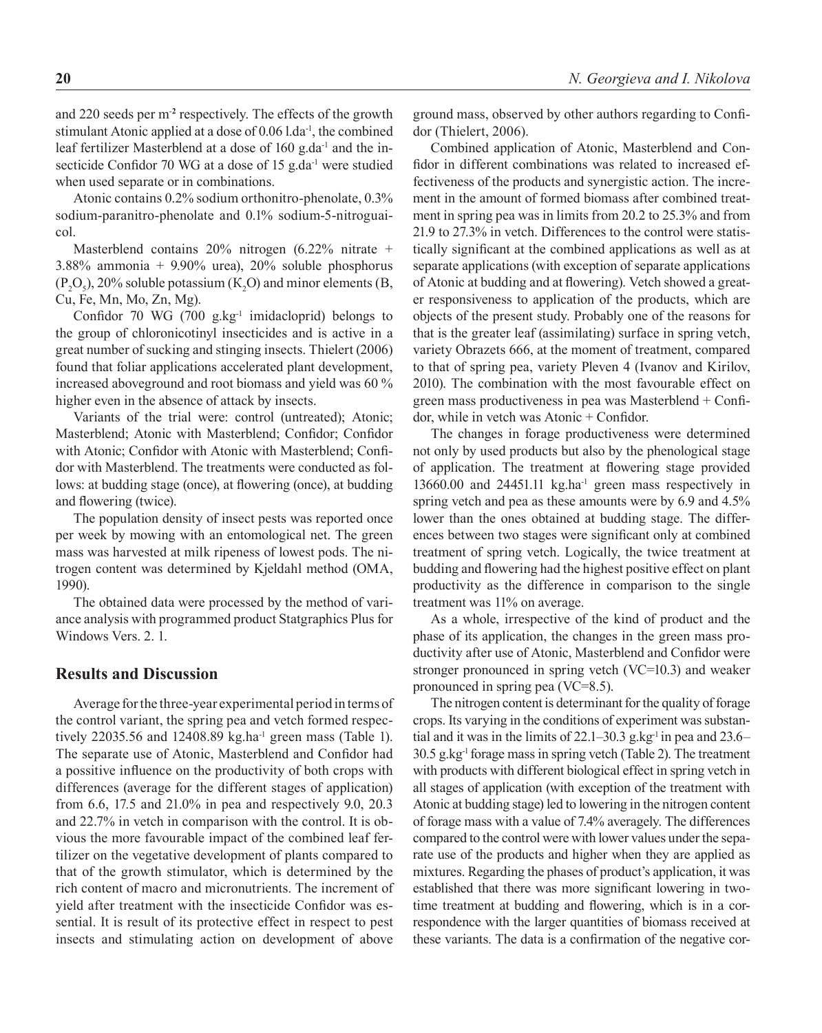and 220 seeds per $m^{-2}$ respectively. The effects of the growth stimulant Atonic applied at a dose of 0.06 $l.da^{-1}$, the combined leaf fertilizer Masterblend at a dose of 160 $g.da^{-1}$ and the insecticide Confidor 70 WG at a dose of 15 $g.da^{-1}$ were studied when used separate or in combinations.

Atonic contains 0.2% sodium orthonitro-phenolate, 0.3% sodium-paranitro-phenolate and 0.1% sodium-5-nitroguaicol.

Masterblend contains 20% nitrogen (6.22% nitrate + 3.88% ammonia + 9.90% urea), 20% soluble phosphorus ($P_2O_5$), 20% soluble potassium ($K_2O$) and minor elements (B, Cu, Fe, Mn, Mo, Zn, Mg).

Confidor 70 WG (700 $g.kg^{-1}$ imidacloprid) belongs to the group of chloronicotinyl insecticides and is active in a great number of sucking and stinging insects. Thielert (2006) found that foliar applications accelerated plant development, increased aboveground and root biomass and yield was 60 % higher even in the absence of attack by insects.

Variants of the trial were: control (untreated); Atonic; Masterblend; Atonic with Masterblend; Confidor; Confidor with Atonic; Confidor with Atonic with Masterblend; Confidor with Masterblend. The treatments were conducted as follows: at budding stage (once), at flowering (once), at budding and flowering (twice).

The population density of insect pests was reported once per week by mowing with an entomological net. The green mass was harvested at milk ripeness of lowest pods. The nitrogen content was determined by Kjeldahl method (OMA, 1990).

The obtained data were processed by the method of variance analysis with programmed product Statgraphics Plus for Windows Vers. 2. 1.

## Results and Discussion

Average for the three-year experimental period in terms of the control variant, the spring pea and vetch formed respectively 22035.56 and 12408.89 $kg.ha^{-1}$ green mass (Table 1). The separate use of Atonic, Masterblend and Confidor had a possitive influence on the productivity of both crops with differences (average for the different stages of application) from 6.6, 17.5 and 21.0% in pea and respectively 9.0, 20.3 and 22.7% in vetch in comparison with the control. It is obvious the more favourable impact of the combined leaf fertilizer on the vegetative development of plants compared to that of the growth stimulator, which is determined by the rich content of macro and micronutrients. The increment of yield after treatment with the insecticide Confidor was essential. It is result of its protective effect in respect to pest insects and stimulating action on development of above ground mass, observed by other authors regarding to Confidor (Thielert, 2006).

Combined application of Atonic, Masterblend and Confidor in different combinations was related to increased effectiveness of the products and synergistic action. The increment in the amount of formed biomass after combined treatment in spring pea was in limits from 20.2 to 25.3% and from 21.9 to 27.3% in vetch. Differences to the control were statistically significant at the combined applications as well as at separate applications (with exception of separate applications of Atonic at budding and at flowering). Vetch showed a greater responsiveness to application of the products, which are objects of the present study. Probably one of the reasons for that is the greater leaf (assimilating) surface in spring vetch, variety Obrazets 666, at the moment of treatment, compared to that of spring pea, variety Pleven 4 (Ivanov and Kirilov, 2010). The combination with the most favourable effect on green mass productiveness in pea was Masterblend + Confidor, while in vetch was Atonic + Confidor.

The changes in forage productiveness were determined not only by used products but also by the phenological stage of application. The treatment at flowering stage provided 13660.00 and 24451.11 $kg.ha^{-1}$ green mass respectively in spring vetch and pea as these amounts were by 6.9 and 4.5% lower than the ones obtained at budding stage. The differences between two stages were significant only at combined treatment of spring vetch. Logically, the twice treatment at budding and flowering had the highest positive effect on plant productivity as the difference in comparison to the single treatment was 11% on average.

As a whole, irrespective of the kind of product and the phase of its application, the changes in the green mass productivity after use of Atonic, Masterblend and Confidor were stronger pronounced in spring vetch (VC=10.3) and weaker pronounced in spring pea (VC=8.5).

The nitrogen content is determinant for the quality of forage crops. Its varying in the conditions of experiment was substantial and it was in the limits of 22.1–30.3 $g.kg^{-1}$ in pea and 23.6–30.5 $g.kg^{-1}$ forage mass in spring vetch (Table 2). The treatment with products with different biological effect in spring vetch in all stages of application (with exception of the treatment with Atonic at budding stage) led to lowering in the nitrogen content of forage mass with a value of 7.4% averagely. The differences compared to the control were with lower values under the separate use of the products and higher when they are applied as mixtures. Regarding the phases of product's application, it was established that there was more significant lowering in two-time treatment at budding and flowering, which is in a correspondence with the larger quantities of biomass received at these variants. The data is a confirmation of the negative cor-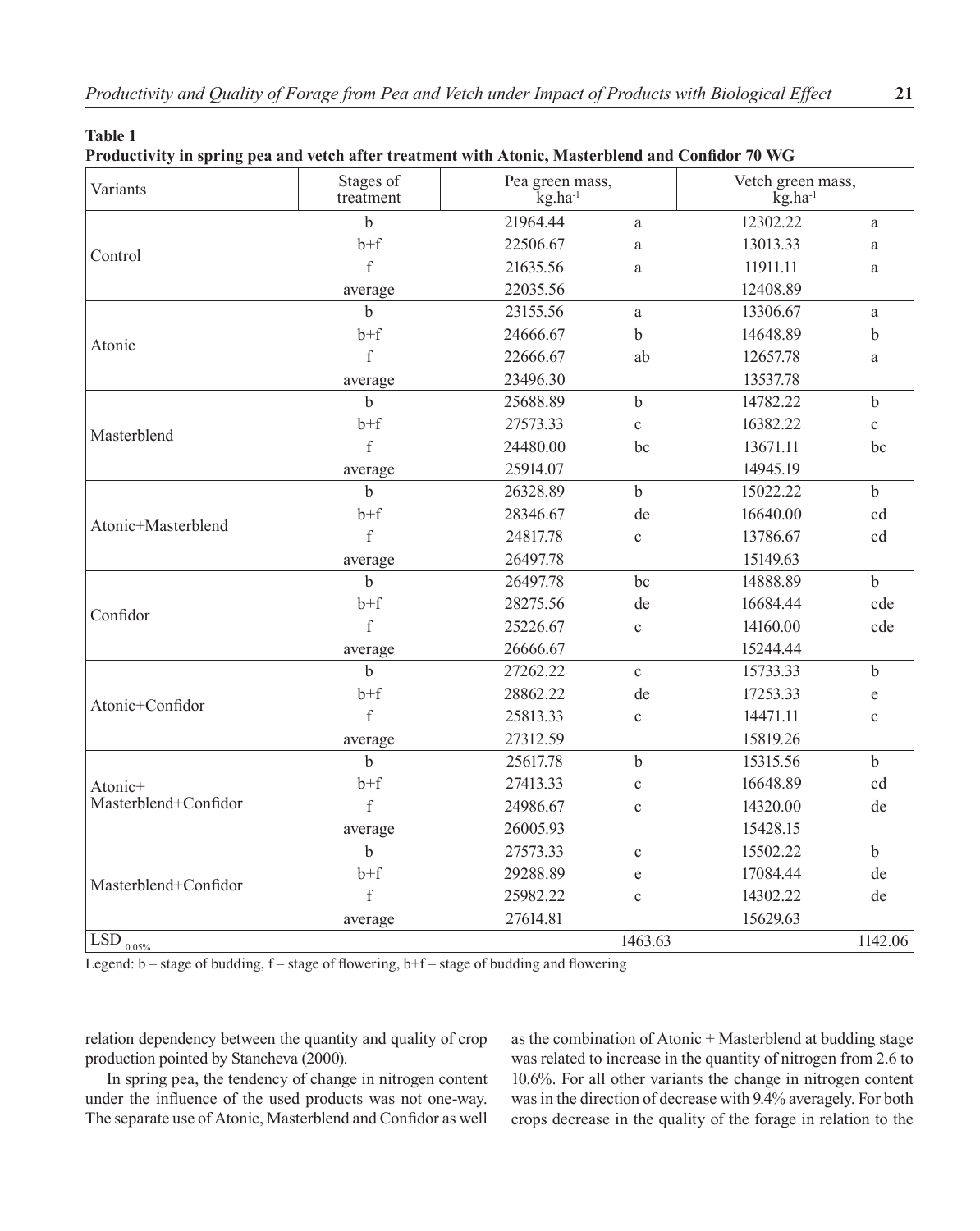**Table 1**

**Productivity in spring pea and vetch after treatment with Atonic, Masterblend and Confidor 70 WG**

| Variants | Stages of treatment | Pea green mass, $kg.ha^{-1}$ | | Vetch green mass, $kg.ha^{-1}$ | |
|---|---|---|---|---|---|
| Control | b | 21964.44 | a | 12302.22 | a |
| | b+f | 22506.67 | a | 13013.33 | a |
| | f | 21635.56 | a | 11911.11 | a |
| | average | 22035.56 | | 12408.89 | |
| Atonic | b | 23155.56 | a | 13306.67 | a |
| | b+f | 24666.67 | b | 14648.89 | b |
| | f | 22666.67 | ab | 12657.78 | a |
| | average | 23496.30 | | 13537.78 | |
| Masterblend | b | 25688.89 | b | 14782.22 | b |
| | b+f | 27573.33 | c | 16382.22 | c |
| | f | 24480.00 | bc | 13671.11 | bc |
| | average | 25914.07 | | 14945.19 | |
| Atonic+Masterblend | b | 26328.89 | b | 15022.22 | b |
| | b+f | 28346.67 | de | 16640.00 | cd |
| | f | 24817.78 | c | 13786.67 | cd |
| | average | 26497.78 | | 15149.63 | |
| Confidor | b | 26497.78 | bc | 14888.89 | b |
| | b+f | 28275.56 | de | 16684.44 | cde |
| | f | 25226.67 | c | 14160.00 | cde |
| | average | 26666.67 | | 15244.44 | |
| Atonic+Confidor | b | 27262.22 | c | 15733.33 | b |
| | b+f | 28862.22 | de | 17253.33 | e |
| | f | 25813.33 | c | 14471.11 | c |
| | average | 27312.59 | | 15819.26 | |
| Atonic+ Masterblend+Confidor | b | 25617.78 | b | 15315.56 | b |
| | b+f | 27413.33 | c | 16648.89 | cd |
| | f | 24986.67 | c | 14320.00 | de |
| | average | 26005.93 | | 15428.15 | |
| Masterblend+Confidor | b | 27573.33 | c | 15502.22 | b |
| | b+f | 29288.89 | e | 17084.44 | de |
| | f | 25982.22 | c | 14302.22 | de |
| | average | 27614.81 | | 15629.63 | |
| $LSD_{0.05\%}$ | | | 1463.63 | | 1142.06 |

Legend: b – stage of budding, f – stage of flowering, b+f – stage of budding and flowering

relation dependency between the quantity and quality of crop production pointed by Stancheva (2000).

In spring pea, the tendency of change in nitrogen content under the influence of the used products was not one-way. The separate use of Atonic, Masterblend and Confidor as well as the combination of Atonic + Masterblend at budding stage was related to increase in the quantity of nitrogen from 2.6 to 10.6%. For all other variants the change in nitrogen content was in the direction of decrease with 9.4% averagely. For both crops decrease in the quality of the forage in relation to the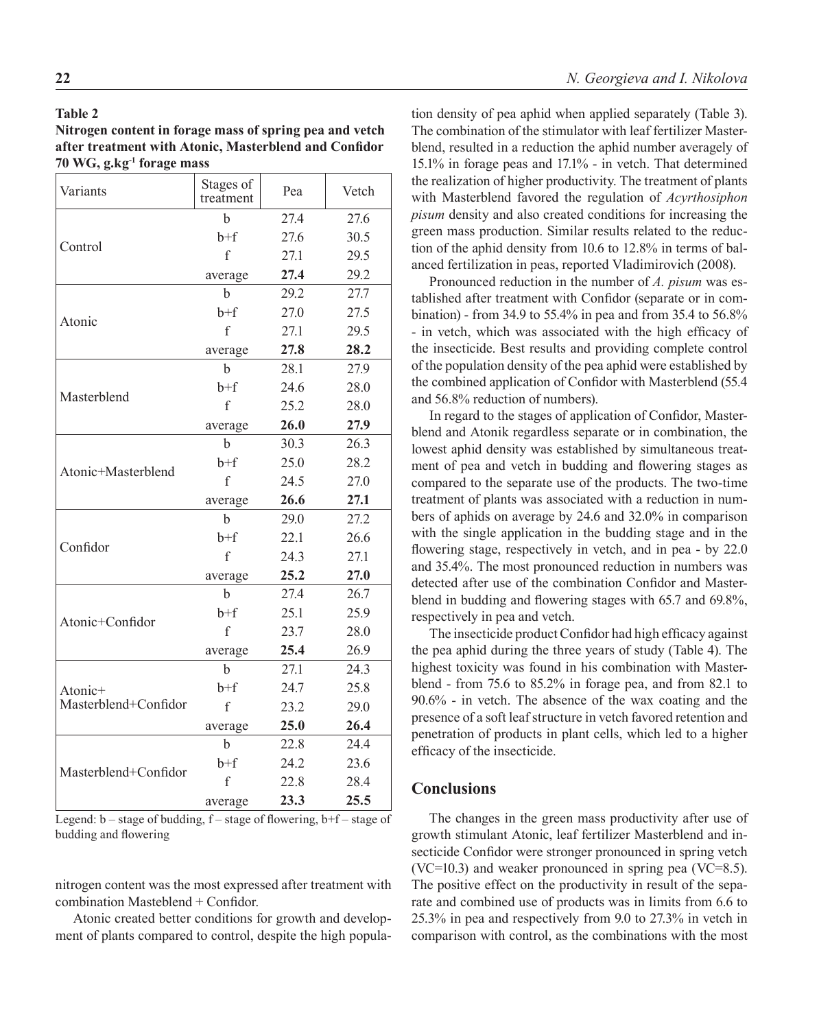**Table 2**
**Nitrogen content in forage mass of spring pea and vetch after treatment with Atonic, Masterblend and Confidor 70 WG, g.kg$^{-1}$ forage mass**

| Variants | Stages of treatment | Pea | Vetch |
|---|---|---|---|
| Control | b | 27.4 | 27.6 |
| | b+f | 27.6 | 30.5 |
| | f | 27.1 | 29.5 |
| | average | **27.4** | 29.2 |
| Atonic | b | 29.2 | 27.7 |
| | b+f | 27.0 | 27.5 |
| | f | 27.1 | 29.5 |
| | average | **27.8** | **28.2** |
| Masterblend | b | 28.1 | 27.9 |
| | b+f | 24.6 | 28.0 |
| | f | 25.2 | 28.0 |
| | average | **26.0** | **27.9** |
| Atonic+Masterblend | b | 30.3 | 26.3 |
| | b+f | 25.0 | 28.2 |
| | f | 24.5 | 27.0 |
| | average | **26.6** | **27.1** |
| Confidor | b | 29.0 | 27.2 |
| | b+f | 22.1 | 26.6 |
| | f | 24.3 | 27.1 |
| | average | **25.2** | **27.0** |
| Atonic+Confidor | b | 27.4 | 26.7 |
| | b+f | 25.1 | 25.9 |
| | f | 23.7 | 28.0 |
| | average | **25.4** | 26.9 |
| Atonic+ Masterblend+Confidor | b | 27.1 | 24.3 |
| | b+f | 24.7 | 25.8 |
| | f | 23.2 | 29.0 |
| | average | **25.0** | **26.4** |
| Masterblend+Confidor | b | 22.8 | 24.4 |
| | b+f | 24.2 | 23.6 |
| | f | 22.8 | 28.4 |
| | average | **23.3** | **25.5** |

Legend: b – stage of budding, f – stage of flowering, b+f – stage of budding and flowering

nitrogen content was the most expressed after treatment with combination Masteblend + Confidor.

Atonic created better conditions for growth and development of plants compared to control, despite the high population density of pea aphid when applied separately (Table 3). The combination of the stimulator with leaf fertilizer Masterblend, resulted in a reduction the aphid number averagely of 15.1% in forage peas and 17.1% - in vetch. That determined the realization of higher productivity. The treatment of plants with Masterblend favored the regulation of *Acyrthosiphon pisum* density and also created conditions for increasing the green mass production. Similar results related to the reduction of the aphid density from 10.6 to 12.8% in terms of balanced fertilization in peas, reported Vladimirovich (2008).

Pronounced reduction in the number of *A. pisum* was established after treatment with Confidor (separate or in combination) - from 34.9 to 55.4% in pea and from 35.4 to 56.8% - in vetch, which was associated with the high efficacy of the insecticide. Best results and providing complete control of the population density of the pea aphid were established by the combined application of Confidor with Masterblend (55.4 and 56.8% reduction of numbers).

In regard to the stages of application of Confidor, Masterblend and Atonik regardless separate or in combination, the lowest aphid density was established by simultaneous treatment of pea and vetch in budding and flowering stages as compared to the separate use of the products. The two-time treatment of plants was associated with a reduction in numbers of aphids on average by 24.6 and 32.0% in comparison with the single application in the budding stage and in the flowering stage, respectively in vetch, and in pea - by 22.0 and 35.4%. The most pronounced reduction in numbers was detected after use of the combination Confidor and Masterblend in budding and flowering stages with 65.7 and 69.8%, respectively in pea and vetch.

The insecticide product Confidor had high efficacy against the pea aphid during the three years of study (Table 4). The highest toxicity was found in his combination with Masterblend - from 75.6 to 85.2% in forage pea, and from 82.1 to 90.6% - in vetch. The absence of the wax coating and the presence of a soft leaf structure in vetch favored retention and penetration of products in plant cells, which led to a higher efficacy of the insecticide.

## Conclusions

The changes in the green mass productivity after use of growth stimulant Atonic, leaf fertilizer Masterblend and insecticide Confidor were stronger pronounced in spring vetch (VC=10.3) and weaker pronounced in spring pea (VC=8.5). The positive effect on the productivity in result of the separate and combined use of products was in limits from 6.6 to 25.3% in pea and respectively from 9.0 to 27.3% in vetch in comparison with control, as the combinations with the most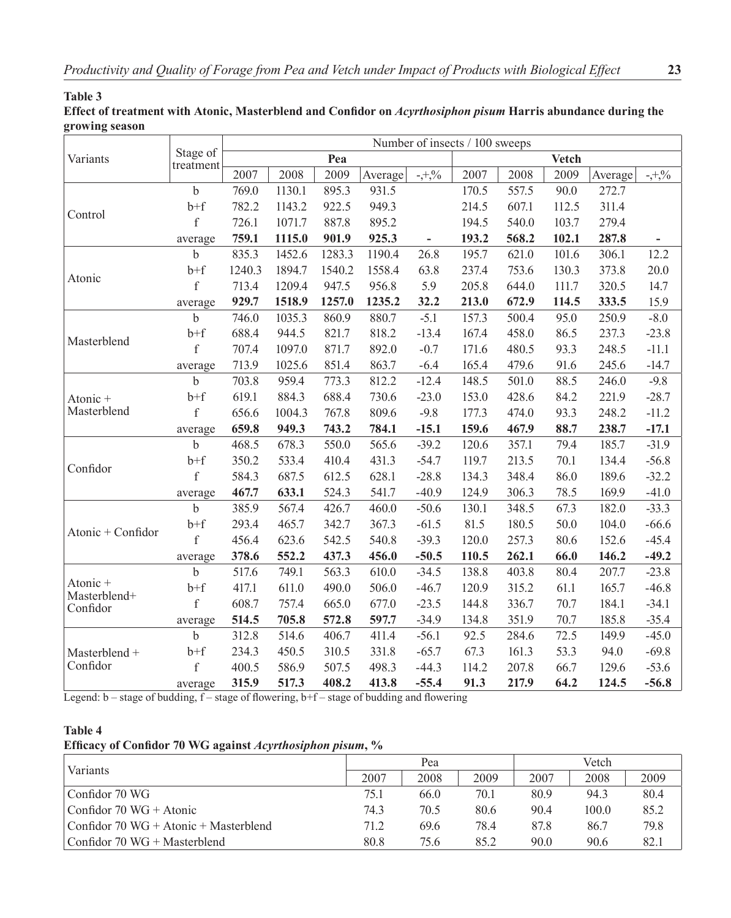**Table 3**
**Effect of treatment with Atonic, Masterblend and Confidor on *Acyrthosiphon pisum* Harris abundance during the growing season**

| Variants | Stage of treatment | Number of insects / 100 sweeps | | | | | | | | | |
|---|---|---|---|---|---|---|---|---|---|---|---|
| | | **Pea** | | | | | **Vetch** | | | | |
| | | 2007 | 2008 | 2009 | Average | -,+,% | 2007 | 2008 | 2009 | Average | -,+,% |
| Control | b | 769.0 | 1130.1 | 895.3 | 931.5 | | 170.5 | 557.5 | 90.0 | 272.7 | |
| | b+f | 782.2 | 1143.2 | 922.5 | 949.3 | | 214.5 | 607.1 | 112.5 | 311.4 | |
| | f | 726.1 | 1071.7 | 887.8 | 895.2 | | 194.5 | 540.0 | 103.7 | 279.4 | |
| | average | **759.1** | **1115.0** | **901.9** | **925.3** | - | **193.2** | **568.2** | **102.1** | **287.8** | - |
| Atonic | b | 835.3 | 1452.6 | 1283.3 | 1190.4 | 26.8 | 195.7 | 621.0 | 101.6 | 306.1 | 12.2 |
| | b+f | 1240.3 | 1894.7 | 1540.2 | 1558.4 | 63.8 | 237.4 | 753.6 | 130.3 | 373.8 | 20.0 |
| | f | 713.4 | 1209.4 | 947.5 | 956.8 | 5.9 | 205.8 | 644.0 | 111.7 | 320.5 | 14.7 |
| | average | **929.7** | **1518.9** | **1257.0** | **1235.2** | **32.2** | **213.0** | **672.9** | **114.5** | **333.5** | 15.9 |
| Masterblend | b | 746.0 | 1035.3 | 860.9 | 880.7 | -5.1 | 157.3 | 500.4 | 95.0 | 250.9 | -8.0 |
| | b+f | 688.4 | 944.5 | 821.7 | 818.2 | -13.4 | 167.4 | 458.0 | 86.5 | 237.3 | -23.8 |
| | f | 707.4 | 1097.0 | 871.7 | 892.0 | -0.7 | 171.6 | 480.5 | 93.3 | 248.5 | -11.1 |
| | average | 713.9 | 1025.6 | 851.4 | 863.7 | -6.4 | 165.4 | 479.6 | 91.6 | 245.6 | -14.7 |
| Atonic + Masterblend | b | 703.8 | 959.4 | 773.3 | 812.2 | -12.4 | 148.5 | 501.0 | 88.5 | 246.0 | -9.8 |
| | b+f | 619.1 | 884.3 | 688.4 | 730.6 | -23.0 | 153.0 | 428.6 | 84.2 | 221.9 | -28.7 |
| | f | 656.6 | 1004.3 | 767.8 | 809.6 | -9.8 | 177.3 | 474.0 | 93.3 | 248.2 | -11.2 |
| | average | **659.8** | **949.3** | **743.2** | **784.1** | **-15.1** | **159.6** | **467.9** | **88.7** | **238.7** | **-17.1** |
| Confidor | b | 468.5 | 678.3 | 550.0 | 565.6 | -39.2 | 120.6 | 357.1 | 79.4 | 185.7 | -31.9 |
| | b+f | 350.2 | 533.4 | 410.4 | 431.3 | -54.7 | 119.7 | 213.5 | 70.1 | 134.4 | -56.8 |
| | f | 584.3 | 687.5 | 612.5 | 628.1 | -28.8 | 134.3 | 348.4 | 86.0 | 189.6 | -32.2 |
| | average | **467.7** | **633.1** | **524.3** | **541.7** | **-40.9** | **124.9** | **306.3** | **78.5** | **169.9** | **-41.0** |
| Atonic + Confidor | b | 385.9 | 567.4 | 426.7 | 460.0 | -50.6 | 130.1 | 348.5 | 67.3 | 182.0 | -33.3 |
| | b+f | 293.4 | 465.7 | 342.7 | 367.3 | -61.5 | 81.5 | 180.5 | 50.0 | 104.0 | -66.6 |
| | f | 456.4 | 623.6 | 542.5 | 540.8 | -39.3 | 120.0 | 257.3 | 80.6 | 152.6 | -45.4 |
| | average | **378.6** | **552.2** | **437.3** | **456.0** | **-50.5** | **110.5** | **262.1** | **66.0** | **146.2** | **-49.2** |
| Atonic + Masterblend+ Confidor | b | 517.6 | 749.1 | 563.3 | 610.0 | -34.5 | 138.8 | 403.8 | 80.4 | 207.7 | -23.8 |
| | b+f | 417.1 | 611.0 | 490.0 | 506.0 | -46.7 | 120.9 | 315.2 | 61.1 | 165.7 | -46.8 |
| | f | 608.7 | 757.4 | 665.0 | 677.0 | -23.5 | 144.8 | 336.7 | 70.7 | 184.1 | -34.1 |
| | average | **514.5** | **705.8** | **572.8** | **597.7** | -34.9 | **134.8** | **351.9** | **70.7** | **185.8** | -35.4 |
| Masterblend + Confidor | b | 312.8 | 514.6 | 406.7 | 411.4 | -56.1 | 92.5 | 284.6 | 72.5 | 149.9 | -45.0 |
| | b+f | 234.3 | 450.5 | 310.5 | 331.8 | -65.7 | 67.3 | 161.3 | 53.3 | 94.0 | -69.8 |
| | f | 400.5 | 586.9 | 507.5 | 498.3 | -44.3 | 114.2 | 207.8 | 66.7 | 129.6 | -53.6 |
| | average | **315.9** | **517.3** | **408.2** | **413.8** | **-55.4** | **91.3** | **217.9** | **64.2** | **124.5** | **-56.8** |

Legend: b – stage of budding, f – stage of flowering, b+f – stage of budding and flowering

**Table 4**
**Efficacy of Confidor 70 WG against *Acyrthosiphon pisum*, %**

| Variants | Pea | | | Vetch | | |
|---|---|---|---|---|---|---|
| | 2007 | 2008 | 2009 | 2007 | 2008 | 2009 |
| Confidor 70 WG | 75.1 | 66.0 | 70.1 | 80.9 | 94.3 | 80.4 |
| Confidor 70 WG + Atonic | 74.3 | 70.5 | 80.6 | 90.4 | 100.0 | 85.2 |
| Confidor 70 WG + Atonic + Masterblend | 71.2 | 69.6 | 78.4 | 87.8 | 86.7 | 79.8 |
| Confidor 70 WG + Masterblend | 80.8 | 75.6 | 85.2 | 90.0 | 90.6 | 82.1 |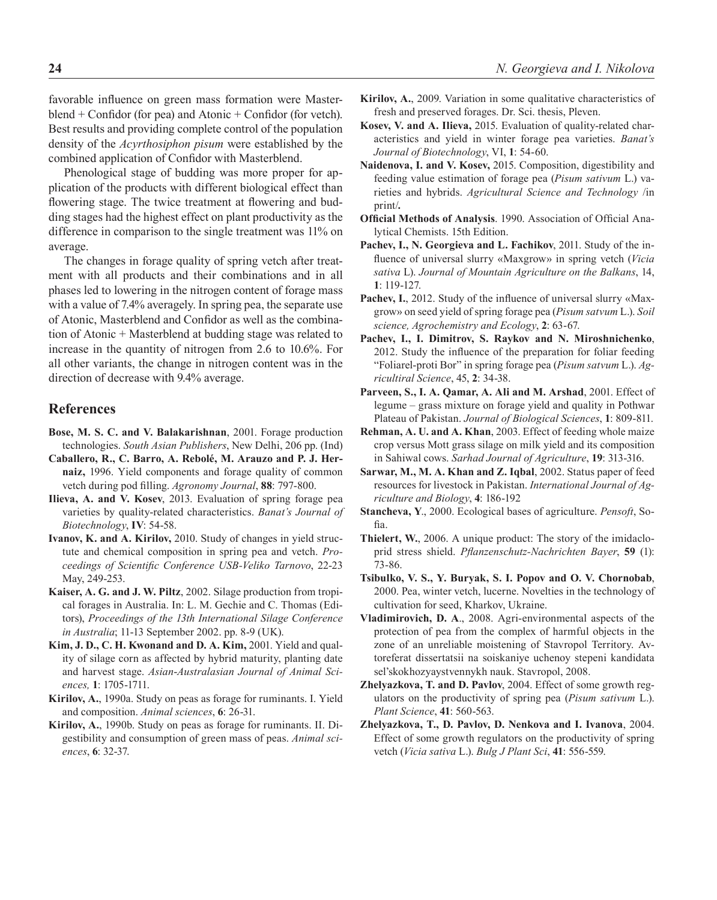favorable influence on green mass formation were Masterblend + Confidor (for pea) and Atonic + Confidor (for vetch). Best results and providing complete control of the population density of the *Acyrthosiphon pisum* were established by the combined application of Confidor with Masterblend.

Phenological stage of budding was more proper for application of the products with different biological effect than flowering stage. The twice treatment at flowering and budding stages had the highest effect on plant productivity as the difference in comparison to the single treatment was 11% on average.

The changes in forage quality of spring vetch after treatment with all products and their combinations and in all phases led to lowering in the nitrogen content of forage mass with a value of 7.4% averagely. In spring pea, the separate use of Atonic, Masterblend and Confidor as well as the combination of Atonic + Masterblend at budding stage was related to increase in the quantity of nitrogen from 2.6 to 10.6%. For all other variants, the change in nitrogen content was in the direction of decrease with 9.4% average.

## References

**Bose, M. S. C. and V. Balakarishnan**, 2001. Forage production technologies. *South Asian Publishers*, New Delhi, 206 pp. (Ind)

**Caballero, R., C. Barro, A. Rebolé, M. Arauzo and P. J. Hernaiz,** 1996. Yield components and forage quality of common vetch during pod filling. *Agronomy Journal*, **88**: 797-800.

**Ilieva, A. and V. Kosev**, 2013. Evaluation of spring forage pea varieties by quality-related characteristics. *Banat's Journal of Biotechnology*, **IV**: 54-58.

**Ivanov, K. and A. Kirilov,** 2010. Study of changes in yield structute and chemical composition in spring pea and vetch. *Proceedings of Scientific Conference USB-Veliko Tarnovo*, 22-23 May, 249-253.

**Kaiser, A. G. and J. W. Piltz**, 2002. Silage production from tropical forages in Australia. In: L. M. Gechie and C. Thomas (Editors), *Proceedings of the 13th International Silage Conference in Australia*; 11-13 September 2002. pp. 8-9 (UK).

**Kim, J. D., C. H. Kwonand and D. A. Kim,** 2001. Yield and quality of silage corn as affected by hybrid maturity, planting date and harvest stage. *Asian-Australasian Journal of Animal Sciences,* **1**: 1705-1711.

**Kirilov, A.**, 1990a. Study on peas as forage for ruminants. I. Yield and composition. *Animal sciences*, **6**: 26-31.

**Kirilov, A.**, 1990b. Study on peas as forage for ruminants. II. Digestibility and consumption of green mass of peas. *Animal sciences*, **6**: 32-37.

**Kirilov, A.**, 2009. Variation in some qualitative characteristics of fresh and preserved forages. Dr. Sci. thesis, Pleven.

**Kosev, V. and A. Ilieva,** 2015. Evaluation of quality-related characteristics and yield in winter forage pea varieties. *Banat's Journal of Biotechnology*, VI, **1**: 54-60.

**Naidenova, I. and V. Kosev,** 2015. Composition, digestibility and feeding value estimation of forage pea (*Pisum sativum* L.) varieties and hybrids. *Agricultural Science and Technology* /in print/**.**

**Official Methods of Analysis**. 1990. Association of Official Analytical Chemists. 15th Edition.

**Pachev, I., N. Georgieva and L. Fachikov**, 2011. Study of the influence of universal slurry «Maxgrow» in spring vetch (*Vicia sativa* L). *Journal of Mountain Agriculture on the Balkans*, 14, **1**: 119-127.

**Pachev, I.**, 2012. Study of the influence of universal slurry «Maxgrow» on seed yield of spring forage pea (*Pisum satvum* L.). *Soil science, Agrochemistry and Ecology*, **2**: 63-67.

**Pachev, I., I. Dimitrov, S. Raykov and N. Miroshnichenko**, 2012. Study the influence of the preparation for foliar feeding "Foliarel-proti Bor" in spring forage pea (*Pisum satvum* L.). *Agricultiral Science*, 45, **2**: 34-38.

**Parveen, S., I. A. Qamar, A. Ali and M. Arshad**, 2001. Effect of legume – grass mixture on forage yield and quality in Pothwar Plateau of Pakistan. *Journal of Biological Sciences*, **1**: 809-811.

**Rehman, A. U. and A. Khan**, 2003. Effect of feeding whole maize crop versus Mott grass silage on milk yield and its composition in Sahiwal cows. *Sarhad Journal of Agriculture*, **19**: 313-316.

**Sarwar, M., M. A. Khan and Z. Iqbal**, 2002. Status paper of feed resources for livestock in Pakistan. *International Journal of Agriculture and Biology*, **4**: 186-192

**Stancheva, Y**., 2000. Ecological bases of agriculture. *Pensoft*, Sofia.

**Thielert, W.**, 2006. A unique product: The story of the imidacloprid stress shield. *Pflanzenschutz-Nachrichten Bayer*, **59** (1): 73-86.

**Tsibulko, V. S., Y. Buryak, S. I. Popov and O. V. Chornobab**, 2000. Pea, winter vetch, lucerne. Novelties in the technology of cultivation for seed, Kharkov, Ukraine.

**Vladimirovich, D. A**., 2008. Agri-environmental aspects of the protection of pea from the complex of harmful objects in the zone of an unreliable moistening of Stavropol Territory. Avtoreferat dissertatsii na soiskaniye uchenoy stepeni kandidata sel'skokhozyaystvennykh nauk. Stavropol, 2008.

**Zhelyazkova, T. and D. Pavlov**, 2004. Effect of some growth regulators on the productivity of spring pea (*Pisum sativum* L.). *Plant Science*, **41**: 560-563.

**Zhelyazkova, T., D. Pavlov, D. Nenkova and I. Ivanova**, 2004. Effect of some growth regulators on the productivity of spring vetch (*Vicia sativa* L.). *Bulg J Plant Sci*, **41**: 556-559.